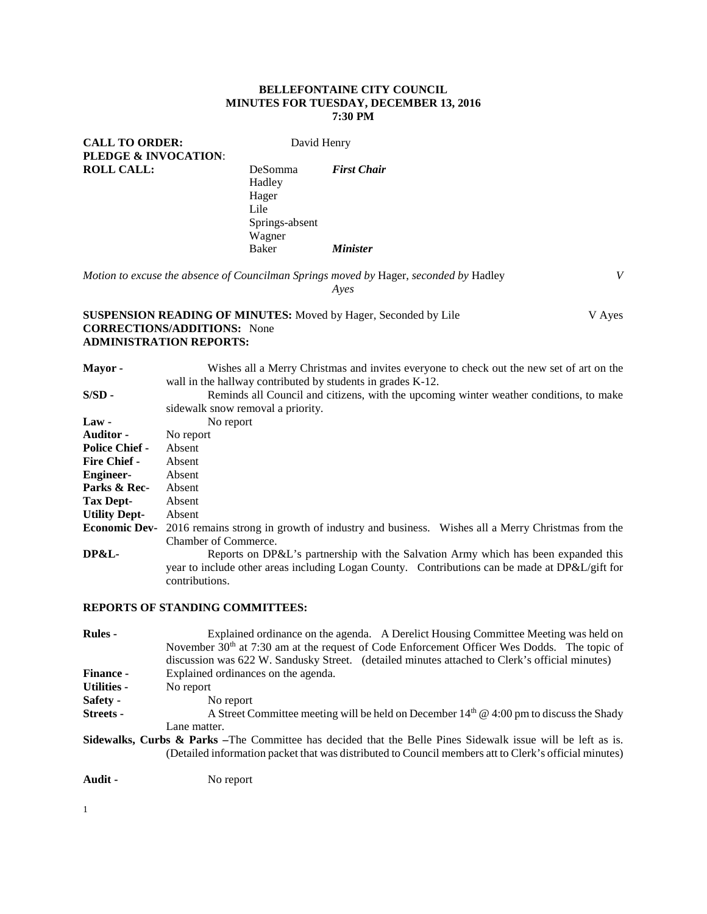**BELLEFONTAINE CITY COUNCIL**
**MINUTES FOR TUESDAY, DECEMBER 13, 2016**
**7:30 PM**

**CALL TO ORDER:** David Henry
**PLEDGE & INVOCATION**:
**ROLL CALL:**

DeSomma *First Chair*
Hadley
Hager
Lile
Springs-absent
Wagner
Baker *Minister*

*Motion to excuse the absence of Councilman Springs moved by* Hager, *seconded by* Hadley *V Ayes*

**SUSPENSION READING OF MINUTES:** Moved by Hager, Seconded by Lile V Ayes
**CORRECTIONS/ADDITIONS:** None
**ADMINISTRATION REPORTS:**

**Mayor -** Wishes all a Merry Christmas and invites everyone to check out the new set of art on the wall in the hallway contributed by students in grades K-12.

**S/SD -** Reminds all Council and citizens, with the upcoming winter weather conditions, to make sidewalk snow removal a priority.

**Law -** No report

**Auditor -** No report

**Police Chief -** Absent

**Fire Chief -** Absent

**Engineer-** Absent

**Parks & Rec-** Absent

**Tax Dept-** Absent

**Utility Dept-** Absent

**Economic Dev-** 2016 remains strong in growth of industry and business. Wishes all a Merry Christmas from the Chamber of Commerce.

**DP&L-** Reports on DP&L's partnership with the Salvation Army which has been expanded this year to include other areas including Logan County. Contributions can be made at DP&L/gift for contributions.

**REPORTS OF STANDING COMMITTEES:**

**Rules -** Explained ordinance on the agenda. A Derelict Housing Committee Meeting was held on November 30th at 7:30 am at the request of Code Enforcement Officer Wes Dodds. The topic of discussion was 622 W. Sandusky Street. (detailed minutes attached to Clerk's official minutes)

**Finance -** Explained ordinances on the agenda.

**Utilities -** No report

**Safety -** No report

**Streets -** A Street Committee meeting will be held on December 14th @ 4:00 pm to discuss the Shady Lane matter.

**Sidewalks, Curbs & Parks –**The Committee has decided that the Belle Pines Sidewalk issue will be left as is. (Detailed information packet that was distributed to Council members att to Clerk's official minutes)

**Audit -** No report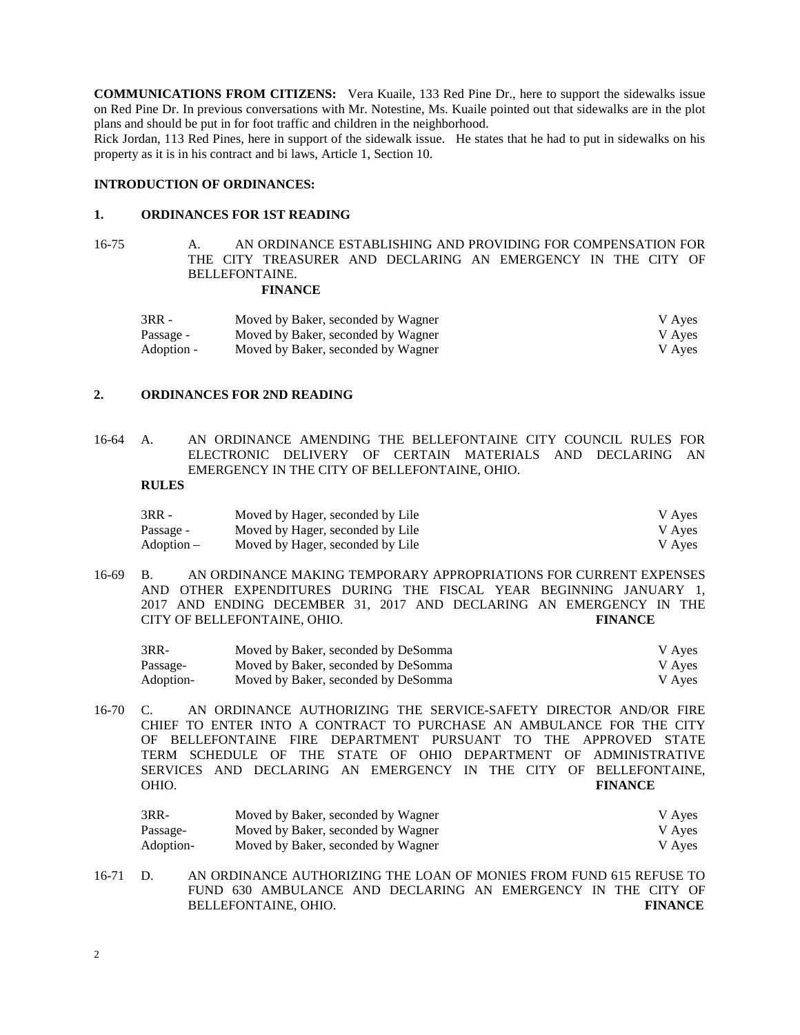**COMMUNICATIONS FROM CITIZENS:** Vera Kuaile, 133 Red Pine Dr., here to support the sidewalks issue on Red Pine Dr. In previous conversations with Mr. Notestine, Ms. Kuaile pointed out that sidewalks are in the plot plans and should be put in for foot traffic and children in the neighborhood.

Rick Jordan, 113 Red Pines, here in support of the sidewalk issue. He states that he had to put in sidewalks on his property as it is in his contract and bi laws, Article 1, Section 10.

**INTRODUCTION OF ORDINANCES:**

**1. ORDINANCES FOR 1ST READING**

16-75 A. AN ORDINANCE ESTABLISHING AND PROVIDING FOR COMPENSATION FOR THE CITY TREASURER AND DECLARING AN EMERGENCY IN THE CITY OF BELLEFONTAINE.
**FINANCE**

| | | |
|---|---|---|
| 3RR - | Moved by Baker, seconded by Wagner | V Ayes |
| Passage - | Moved by Baker, seconded by Wagner | V Ayes |
| Adoption - | Moved by Baker, seconded by Wagner | V Ayes |

**2. ORDINANCES FOR 2ND READING**

16-64 A. AN ORDINANCE AMENDING THE BELLEFONTAINE CITY COUNCIL RULES FOR ELECTRONIC DELIVERY OF CERTAIN MATERIALS AND DECLARING AN EMERGENCY IN THE CITY OF BELLEFONTAINE, OHIO.
**RULES**

| | | |
|---|---|---|
| 3RR - | Moved by Hager, seconded by Lile | V Ayes |
| Passage - | Moved by Hager, seconded by Lile | V Ayes |
| Adoption – | Moved by Hager, seconded by Lile | V Ayes |

16-69 B. AN ORDINANCE MAKING TEMPORARY APPROPRIATIONS FOR CURRENT EXPENSES AND OTHER EXPENDITURES DURING THE FISCAL YEAR BEGINNING JANUARY 1, 2017 AND ENDING DECEMBER 31, 2017 AND DECLARING AN EMERGENCY IN THE CITY OF BELLEFONTAINE, OHIO. **FINANCE**

| | | |
|---|---|---|
| 3RR- | Moved by Baker, seconded by DeSomma | V Ayes |
| Passage- | Moved by Baker, seconded by DeSomma | V Ayes |
| Adoption- | Moved by Baker, seconded by DeSomma | V Ayes |

16-70 C. AN ORDINANCE AUTHORIZING THE SERVICE-SAFETY DIRECTOR AND/OR FIRE CHIEF TO ENTER INTO A CONTRACT TO PURCHASE AN AMBULANCE FOR THE CITY OF BELLEFONTAINE FIRE DEPARTMENT PURSUANT TO THE APPROVED STATE TERM SCHEDULE OF THE STATE OF OHIO DEPARTMENT OF ADMINISTRATIVE SERVICES AND DECLARING AN EMERGENCY IN THE CITY OF BELLEFONTAINE, OHIO. **FINANCE**

| | | |
|---|---|---|
| 3RR- | Moved by Baker, seconded by Wagner | V Ayes |
| Passage- | Moved by Baker, seconded by Wagner | V Ayes |
| Adoption- | Moved by Baker, seconded by Wagner | V Ayes |

16-71 D. AN ORDINANCE AUTHORIZING THE LOAN OF MONIES FROM FUND 615 REFUSE TO FUND 630 AMBULANCE AND DECLARING AN EMERGENCY IN THE CITY OF BELLEFONTAINE, OHIO. **FINANCE**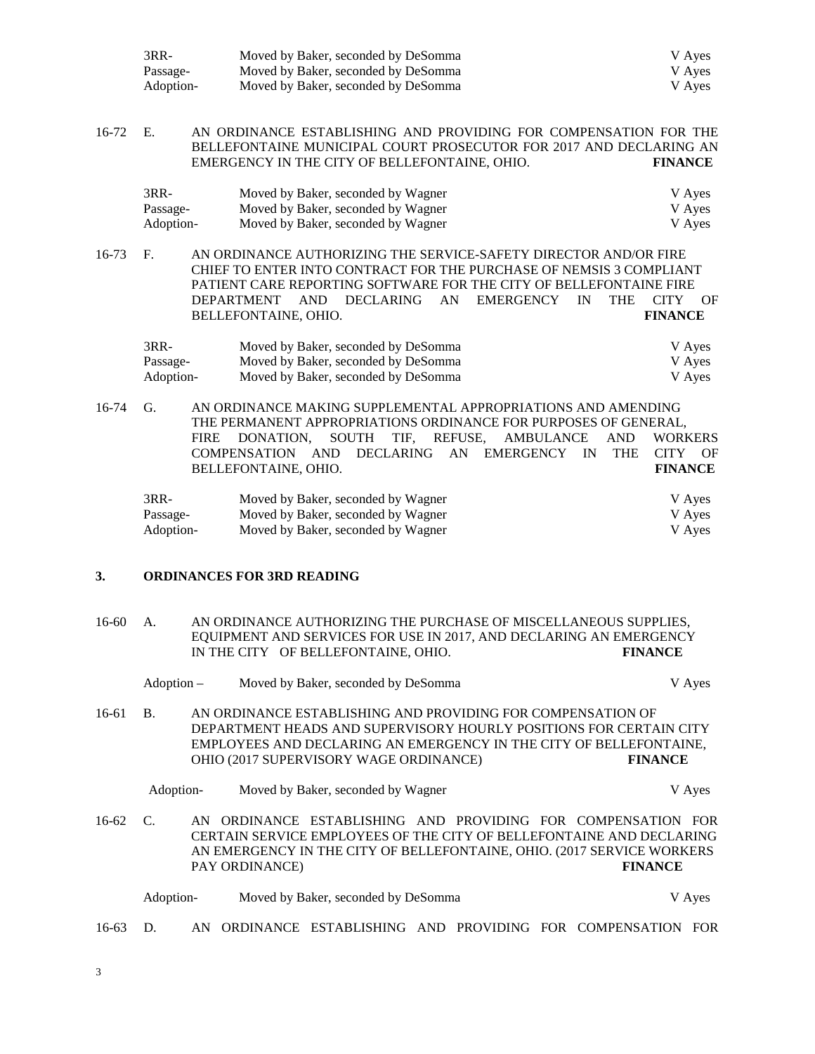| | | |
|---|---|---|
| 3RR- | Moved by Baker, seconded by DeSomma | V Ayes |
| Passage- | Moved by Baker, seconded by DeSomma | V Ayes |
| Adoption- | Moved by Baker, seconded by DeSomma | V Ayes |

16-72 E. AN ORDINANCE ESTABLISHING AND PROVIDING FOR COMPENSATION FOR THE BELLEFONTAINE MUNICIPAL COURT PROSECUTOR FOR 2017 AND DECLARING AN EMERGENCY IN THE CITY OF BELLEFONTAINE, OHIO. **FINANCE**

| | | |
|---|---|---|
| 3RR- | Moved by Baker, seconded by Wagner | V Ayes |
| Passage- | Moved by Baker, seconded by Wagner | V Ayes |
| Adoption- | Moved by Baker, seconded by Wagner | V Ayes |

16-73 F. AN ORDINANCE AUTHORIZING THE SERVICE-SAFETY DIRECTOR AND/OR FIRE CHIEF TO ENTER INTO CONTRACT FOR THE PURCHASE OF NEMSIS 3 COMPLIANT PATIENT CARE REPORTING SOFTWARE FOR THE CITY OF BELLEFONTAINE FIRE DEPARTMENT AND DECLARING AN EMERGENCY IN THE CITY OF BELLEFONTAINE, OHIO. **FINANCE**

| | | |
|---|---|---|
| 3RR- | Moved by Baker, seconded by DeSomma | V Ayes |
| Passage- | Moved by Baker, seconded by DeSomma | V Ayes |
| Adoption- | Moved by Baker, seconded by DeSomma | V Ayes |

16-74 G. AN ORDINANCE MAKING SUPPLEMENTAL APPROPRIATIONS AND AMENDING THE PERMANENT APPROPRIATIONS ORDINANCE FOR PURPOSES OF GENERAL, FIRE DONATION, SOUTH TIF, REFUSE, AMBULANCE AND WORKERS COMPENSATION AND DECLARING AN EMERGENCY IN THE CITY OF BELLEFONTAINE, OHIO. **FINANCE**

| | | |
|---|---|---|
| 3RR- | Moved by Baker, seconded by Wagner | V Ayes |
| Passage- | Moved by Baker, seconded by Wagner | V Ayes |
| Adoption- | Moved by Baker, seconded by Wagner | V Ayes |

## 3. ORDINANCES FOR 3RD READING

16-60 A. AN ORDINANCE AUTHORIZING THE PURCHASE OF MISCELLANEOUS SUPPLIES, EQUIPMENT AND SERVICES FOR USE IN 2017, AND DECLARING AN EMERGENCY IN THE CITY OF BELLEFONTAINE, OHIO. **FINANCE**

Adoption – Moved by Baker, seconded by DeSomma V Ayes

16-61 B. AN ORDINANCE ESTABLISHING AND PROVIDING FOR COMPENSATION OF DEPARTMENT HEADS AND SUPERVISORY HOURLY POSITIONS FOR CERTAIN CITY EMPLOYEES AND DECLARING AN EMERGENCY IN THE CITY OF BELLEFONTAINE, OHIO (2017 SUPERVISORY WAGE ORDINANCE) **FINANCE**

Adoption- Moved by Baker, seconded by Wagner V Ayes

16-62 C. AN ORDINANCE ESTABLISHING AND PROVIDING FOR COMPENSATION FOR CERTAIN SERVICE EMPLOYEES OF THE CITY OF BELLEFONTAINE AND DECLARING AN EMERGENCY IN THE CITY OF BELLEFONTAINE, OHIO. (2017 SERVICE WORKERS PAY ORDINANCE) **FINANCE**

Adoption- Moved by Baker, seconded by DeSomma V Ayes

16-63 D. AN ORDINANCE ESTABLISHING AND PROVIDING FOR COMPENSATION FOR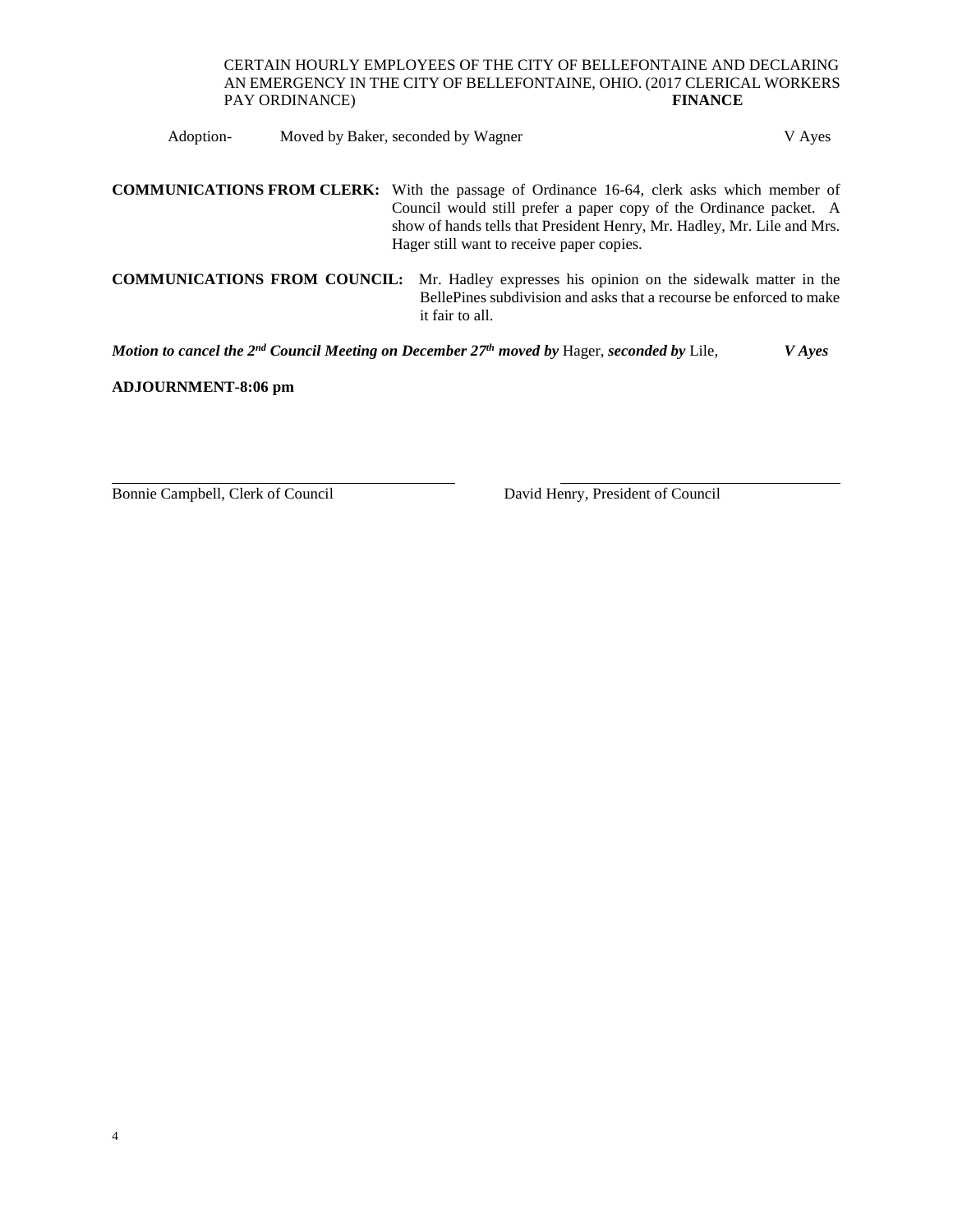CERTAIN HOURLY EMPLOYEES OF THE CITY OF BELLEFONTAINE AND DECLARING AN EMERGENCY IN THE CITY OF BELLEFONTAINE, OHIO. (2017 CLERICAL WORKERS PAY ORDINANCE) **FINANCE**

Adoption- Moved by Baker, seconded by Wagner V Ayes

**COMMUNICATIONS FROM CLERK:** With the passage of Ordinance 16-64, clerk asks which member of Council would still prefer a paper copy of the Ordinance packet. A show of hands tells that President Henry, Mr. Hadley, Mr. Lile and Mrs. Hager still want to receive paper copies.

**COMMUNICATIONS FROM COUNCIL:** Mr. Hadley expresses his opinion on the sidewalk matter in the BellePines subdivision and asks that a recourse be enforced to make it fair to all.

***Motion to cancel the 2nd Council Meeting on December 27th moved by*** Hager, ***seconded by*** Lile, ***V Ayes***

**ADJOURNMENT-8:06 pm**

Bonnie Campbell, Clerk of Council

David Henry, President of Council